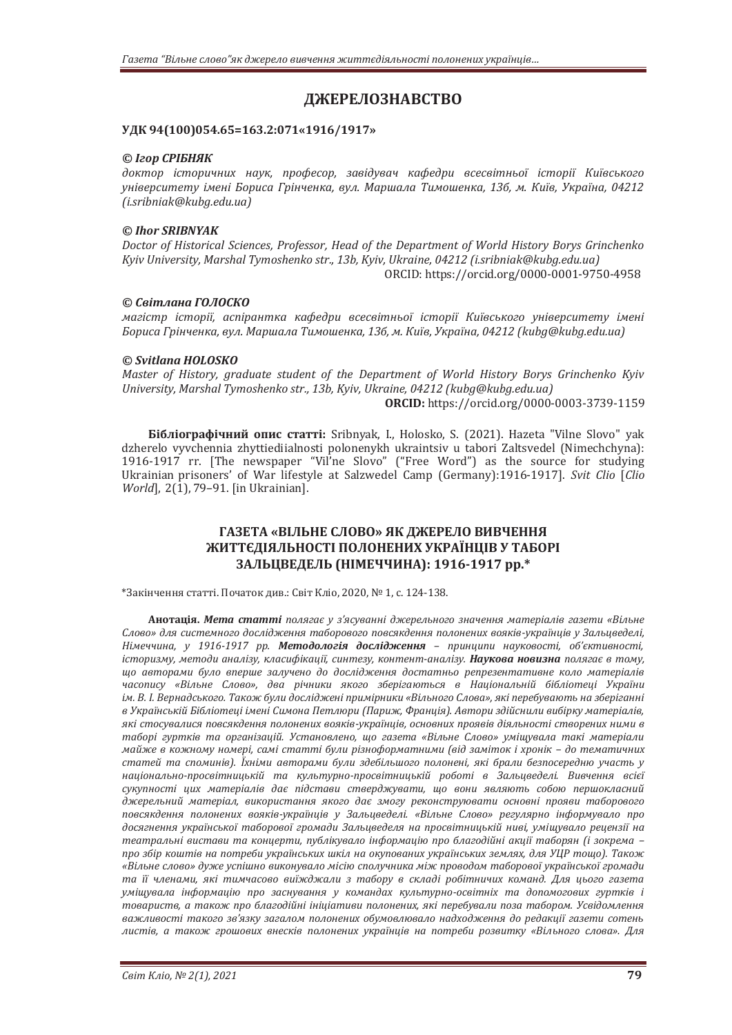# ДЖЕРЕЛОЗНАВСТВО

**УДК 94(100)054.65=163.2:071«1916/1917»**

***© Ігор СРІБНЯК***

*доктор історичних наук, професор, завідувач кафедри всесвітньої історії Київського університету імені Бориса Грінченка, вул. Маршала Тимошенка, 13б, м. Київ, Україна, 04212 (i.sribniak@kubg.edu.ua)*

***© Ihor SRIBNYAK***

*Doctor of Historical Sciences, Professor, Head of the Department of World History Borys Grinchenko Kyiv University, Marshal Tymoshenko str., 13b, Kyiv, Ukraine, 04212 (i.sribniak@kubg.edu.ua)*
ORCID: https://orcid.org/0000-0001-9750-4958

***© Світлана ГОЛОСКО***

*магістр історії, аспірантка кафедри всесвітньої історії Київського університету імені Бориса Грінченка, вул. Маршала Тимошенка, 13б, м. Київ, Україна, 04212 (kubg@kubg.edu.ua)*

***© Svitlana HOLOSKO***

*Master of History, graduate student of the Department of World History Borys Grinchenko Kyiv University, Marshal Tymoshenko str., 13b, Kyiv, Ukraine, 04212 (kubg@kubg.edu.ua)*
**ORCID:** https://orcid.org/0000-0003-3739-1159

**Бібліографічний опис статті:** Sribnyak, I., Holosko, S. (2021). Hazeta "Vilne Slovo" yak dzherelo vyvchennia zhyttiediialnosti polonenykh ukraintsiv u tabori Zaltsvedel (Nimechchyna): 1916-1917 rr. [The newspaper "Vil'ne Slovo" ("Free Word") as the source for studying Ukrainian prisoners' of War lifestyle at Salzwedel Camp (Germany):1916-1917]. *Svit Clio* [*Clio World*], 2(1), 79–91. [in Ukrainian].

## ГАЗЕТА «ВІЛЬНЕ СЛОВО» ЯК ДЖЕРЕЛО ВИВЧЕННЯ ЖИТТЄДІЯЛЬНОСТІ ПОЛОНЕНИХ УКРАЇНЦІВ У ТАБОРІ ЗАЛЬЦВЕДЕЛЬ (НІМЕЧЧИНА): 1916-1917 pp.*

*Закінчення статті. Початок див.: Світ Кліо, 2020, № 1, с. 124-138.

**Анотація.** ***Мета статті*** *полягає у з'ясуванні джерельного значення матеріалів газети «Вільне Слово» для системного дослідження таборового повсякдення полонених вояків-українців у Зальцведелі, Німеччина, у 1916-1917 pp.* ***Методологія дослідження*** *– принципи науковості, об'єктивності, історизму, методи аналізу, класифікації, синтезу, контент-аналізу.* ***Наукова новизна*** *полягає в тому, що авторами було вперше залучено до дослідження достатньо репрезентативне коло матеріалів часопису «Вільне Слово», два річники якого зберігаються в Національній бібліотеці України ім. В. І. Вернадського. Також були досліджені примірники «Вільного Слова», які перебувають на зберіганні в Українській Бібліотеці імені Симона Петлюри (Париж, Франція). Автори здійснили вибірку матеріалів, які стосувалися повсякдення полонених вояків-українців, основних проявів діяльності створених ними в таборі гуртків та організацій. Установлено, що газета «Вільне Слово» уміщувала такі матеріали майже в кожному номері, самі статті були різноформатними (від заміток і хронік – до тематичних статей та споминів). Їхніми авторами були здебільшого полонені, які брали безпосередню участь у національно-просвітницькій та культурно-просвітницькій роботі в Зальцведелі. Вивчення всієї сукупності цих матеріалів дає підстави стверджувати, що вони являють собою першокласний джерельний матеріал, використання якого дає змогу реконструювати основні прояви таборового повсякдення полонених вояків-українців у Зальцведелі. «Вільне Слово» регулярно інформувало про досягнення української таборової громади Зальцведеля на просвітницькій ниві, уміщувало рецензії на театральні вистави та концерти, публікувало інформацію про благодійні акції таборян (і зокрема – про збір коштів на потреби українських шкіл на окупованих українських землях, для УЦР тощо). Також «Вільне слово» дуже успішно виконувало місію сполучника між проводом таборової української громади та її членами, які тимчасово виїжджали з табору в складі робітничих команд. Для цього газета уміщувала інформацію про заснування у командах культурно-освітніх та допомогових гуртків і товариств, а також про благодійні ініціативи полонених, які перебували поза табором. Усвідомлення важливості такого зв'язку загалом полонених обумовлювало надходження до редакції газети сотень листів, а також грошових внесків полонених українців на потреби розвитку «Вільного слова». Для*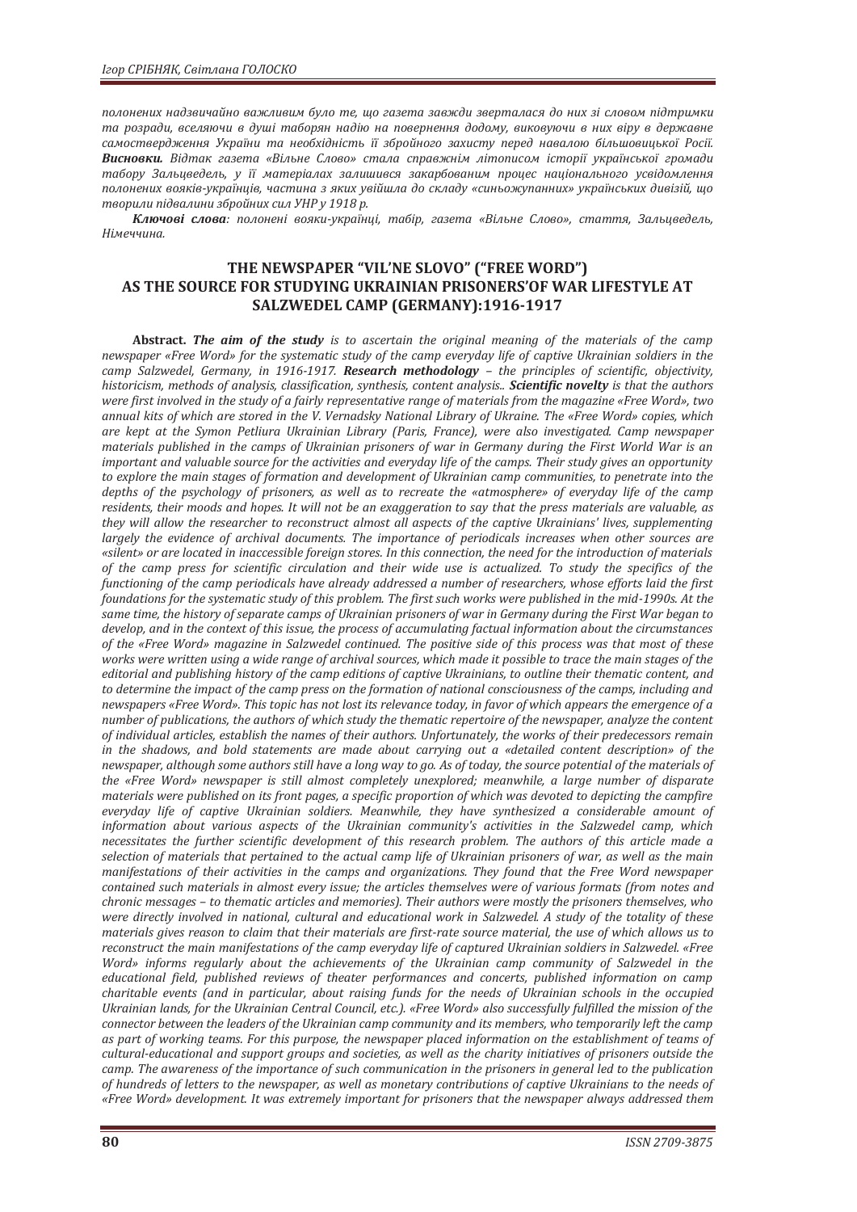*полонених надзвичайно важливим було те, що газета завжди зверталася до них зі словом підтримки та розради, вселяючи в душі таборян надію на повернення додому, виковуючи в них віру в державне самоствердження України та необхідність її збройного захисту перед навалою більшовицької Росії.* ***Висновки.*** *Відтак газета «Вільне Слово» стала справжнім літописом історії української громади табору Зальцведель, у її матеріалах залишився закарбованим процес національного усвідомлення полонених вояків-українців, частина з яких увійшла до складу «синьожупанних» українських дивізій, що творили підвалини збройних сил УНР у 1918 р.*

***Ключові слова****: полонені вояки-українці, табір, газета «Вільне Слово», стаття, Зальцведель, Німеччина.*

## THE NEWSPAPER "VIL'NE SLOVO" ("FREE WORD") AS THE SOURCE FOR STUDYING UKRAINIAN PRISONERS'OF WAR LIFESTYLE AT SALZWEDEL CAMP (GERMANY):1916-1917

**Abstract.** ***The aim of the study*** *is to ascertain the original meaning of the materials of the camp newspaper «Free Word» for the systematic study of the camp everyday life of captive Ukrainian soldiers in the camp Salzwedel, Germany, in 1916-1917.* ***Research methodology*** *– the principles of scientific, objectivity, historicism, methods of analysis, classification, synthesis, content analysis..* ***Scientific novelty*** *is that the authors were first involved in the study of a fairly representative range of materials from the magazine «Free Word», two annual kits of which are stored in the V. Vernadsky National Library of Ukraine. The «Free Word» copies, which are kept at the Symon Petliura Ukrainian Library (Paris, France), were also investigated. Camp newspaper materials published in the camps of Ukrainian prisoners of war in Germany during the First World War is an important and valuable source for the activities and everyday life of the camps. Their study gives an opportunity to explore the main stages of formation and development of Ukrainian camp communities, to penetrate into the depths of the psychology of prisoners, as well as to recreate the «atmosphere» of everyday life of the camp residents, their moods and hopes. It will not be an exaggeration to say that the press materials are valuable, as they will allow the researcher to reconstruct almost all aspects of the captive Ukrainians' lives, supplementing largely the evidence of archival documents. The importance of periodicals increases when other sources are «silent» or are located in inaccessible foreign stores. In this connection, the need for the introduction of materials of the camp press for scientific circulation and their wide use is actualized. To study the specifics of the functioning of the camp periodicals have already addressed a number of researchers, whose efforts laid the first foundations for the systematic study of this problem. The first such works were published in the mid-1990s. At the same time, the history of separate camps of Ukrainian prisoners of war in Germany during the First War began to develop, and in the context of this issue, the process of accumulating factual information about the circumstances of the «Free Word» magazine in Salzwedel continued. The positive side of this process was that most of these works were written using a wide range of archival sources, which made it possible to trace the main stages of the editorial and publishing history of the camp editions of captive Ukrainians, to outline their thematic content, and to determine the impact of the camp press on the formation of national consciousness of the camps, including and newspapers «Free Word». This topic has not lost its relevance today, in favor of which appears the emergence of a number of publications, the authors of which study the thematic repertoire of the newspaper, analyze the content of individual articles, establish the names of their authors. Unfortunately, the works of their predecessors remain in the shadows, and bold statements are made about carrying out a «detailed content description» of the newspaper, although some authors still have a long way to go. As of today, the source potential of the materials of the «Free Word» newspaper is still almost completely unexplored; meanwhile, a large number of disparate materials were published on its front pages, a specific proportion of which was devoted to depicting the campfire everyday life of captive Ukrainian soldiers. Meanwhile, they have synthesized a considerable amount of information about various aspects of the Ukrainian community's activities in the Salzwedel camp, which necessitates the further scientific development of this research problem. The authors of this article made a selection of materials that pertained to the actual camp life of Ukrainian prisoners of war, as well as the main manifestations of their activities in the camps and organizations. They found that the Free Word newspaper contained such materials in almost every issue; the articles themselves were of various formats (from notes and chronic messages – to thematic articles and memories). Their authors were mostly the prisoners themselves, who were directly involved in national, cultural and educational work in Salzwedel. A study of the totality of these materials gives reason to claim that their materials are first-rate source material, the use of which allows us to reconstruct the main manifestations of the camp everyday life of captured Ukrainian soldiers in Salzwedel. «Free Word» informs regularly about the achievements of the Ukrainian camp community of Salzwedel in the educational field, published reviews of theater performances and concerts, published information on camp charitable events (and in particular, about raising funds for the needs of Ukrainian schools in the occupied Ukrainian lands, for the Ukrainian Central Council, etc.). «Free Word» also successfully fulfilled the mission of the connector between the leaders of the Ukrainian camp community and its members, who temporarily left the camp as part of working teams. For this purpose, the newspaper placed information on the establishment of teams of cultural-educational and support groups and societies, as well as the charity initiatives of prisoners outside the camp. The awareness of the importance of such communication in the prisoners in general led to the publication of hundreds of letters to the newspaper, as well as monetary contributions of captive Ukrainians to the needs of «Free Word» development. It was extremely important for prisoners that the newspaper always addressed them*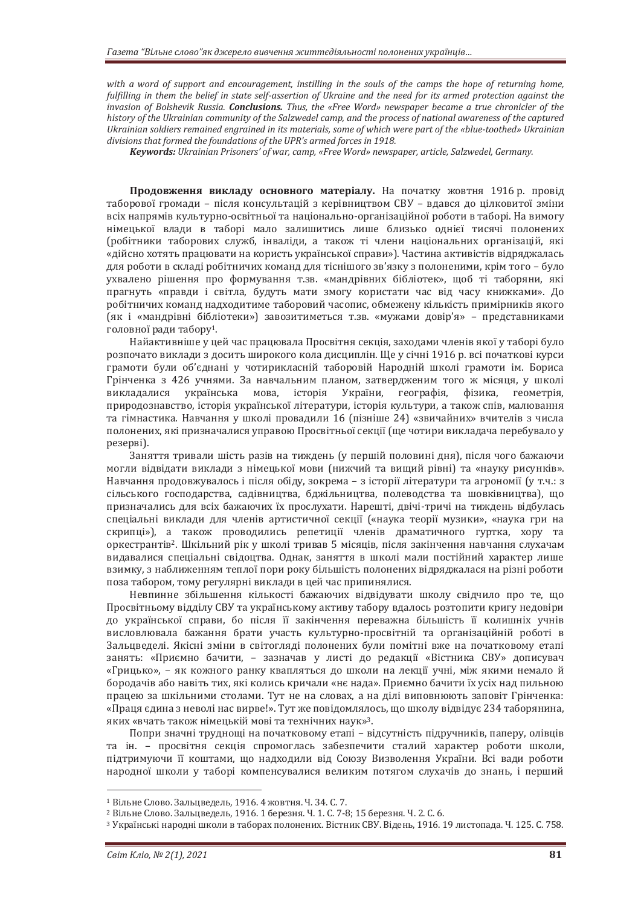*with a word of support and encouragement, instilling in the souls of the camps the hope of returning home, fulfilling in them the belief in state self-assertion of Ukraine and the need for its armed protection against the invasion of Bolshevik Russia.* ***Conclusions.*** *Thus, the «Free Word» newspaper became a true chronicler of the history of the Ukrainian community of the Salzwedel camp, and the process of national awareness of the captured Ukrainian soldiers remained engrained in its materials, some of which were part of the «blue-toothed» Ukrainian divisions that formed the foundations of the UPR's armed forces in 1918.*

***Keywords:*** *Ukrainian Prisoners' of war, camp, «Free Word» newspaper, article, Salzwedel, Germany.*

**Продовження викладу основного матеріалу.** На початку жовтня 1916 р. провід таборової громади – після консультацій з керівництвом СВУ – вдався до цілковитої зміни всіх напрямів культурно-освітньої та національно-організаційної роботи в таборі. На вимогу німецької влади в таборі мало залишитись лише близько однієї тисячі полонених (робітники таборових служб, інваліди, а також ті члени національних організацій, які «дійсно хотять працювати на користь української справи»). Частина активістів відряджалась для роботи в складі робітничих команд для тіснішого зв'язку з полоненими, крім того – було ухвалено рішення про формування т.зв. «мандрівних бібліотек», щоб ті табор'яни, які прагнуть «правди і світла, будуть мати змогу користати час від часу книжками». До робітничих команд надходитиме таборовий часопис, обмежену кількість примірників якого (як і «мандрівні бібліотеки») завозитиметься т.зв. «мужами довір'я» – представниками головної ради табору[1].

Найактивніше у цей час працювала Просвітня секція, заходами членів якої у таборі було розпочато виклади з досить широкого кола дисциплін. Ще у січні 1916 р. всі початкові курси грамоти були об'єднані у чотирикласній таборовій Народній школі грамоти ім. Бориса Грінченка з 426 учнями. За навчальним планом, затвердженим того ж місяця, у школі викладалися українська мова, історія України, географія, фізика, геометрія, природознавство, історія української літератури, історія культури, а також спів, малювання та гімнастика. Навчання у школі провадили 16 (пізніше 24) «звичайних» вчителів з числа полонених, які призначалися управою Просвітньої секції (ще чотири викладача перебувало у резерві).

Заняття тривали шість разів на тиждень (у першій половині дня), після чого бажаючи могли відвідати виклади з німецької мови (нижчий та вищий рівні) та «науку рисунків». Навчання продовжувалось і після обіду, зокрема – з історії літератури та агрономії (у т.ч.: з сільського господарства, садівництва, бджільництва, полеводства та шовківництва), що призначались для всіх бажаючих їх прослухати. Нарешті, двічі-тричі на тиждень відбулась спеціальні виклади для членів артистичної секції («наука теорії музики», «наука гри на скрипці»), а також проводились репетиції членів драматичного гуртка, хору та оркестрантів[2]. Шкільний рік у школі тривав 5 місяців, після закінчення навчання слухачам видавалися спеціальні свідоцтва. Однак, заняття в школі мали постійний характер лише взимку, з наближенням теплої пори року більшість полонених відряджалася на різні роботи поза табором, тому регулярні виклади в цей час припинялися.

Невпинне збільшення кількості бажаючих відвідувати школу свідчило про те, що Просвітньому відділу СВУ та українському активу табору вдалось розтопити кригу недовіри до української справи, бо після її закінчення переважна більшість її колишніх учнів висловлювала бажання брати участь культурно-просвітній та організаційній роботі в Зальцведелі. Якісні зміни в світогляді полонених були помітні вже на початковому етапі занять: «Приємно бачити, – зазначав у листі до редакції «Вістника СВУ» дописувач «Грицько», – як кожного ранку кваплються до школи на лекції учні, між якими немало й бородачів або навіть тих, які колись кричали «нє нада». Приємно бачити їх усіх над пильною працею за шкільними столами. Тут не на словах, а на ділі виповнюють заповіт Грінченка: «Праця єдина з неволі нас вирве!». Тут же повідомлялось, що школу відвідує 234 таборянина, яких «вчать також німецькій мові та технічних наук»[3].

Попри значні труднощі на початковому етапі – відсутність підручників, паперу, олівців та ін. – просвітня секція спромоглась забезпечити сталий характер роботи школи, підтримуючи її коштами, що надходили від Союзу Визволення України. Всі вади роботи народної школи у таборі компенсувалися великим потягом слухачів до знань, і перший

---

[1] Вільне Слово. Зальцведель, 1916. 4 жовтня. Ч. 34. С. 7.

[2] Вільне Слово. Зальцведель, 1916. 1 березня. Ч. 1. С. 7-8; 15 березня. Ч. 2. С. 6.

[3] Українські народні школи в таборах полонених. Вістник СВУ. Відень, 1916. 19 листопада. Ч. 125. С. 758.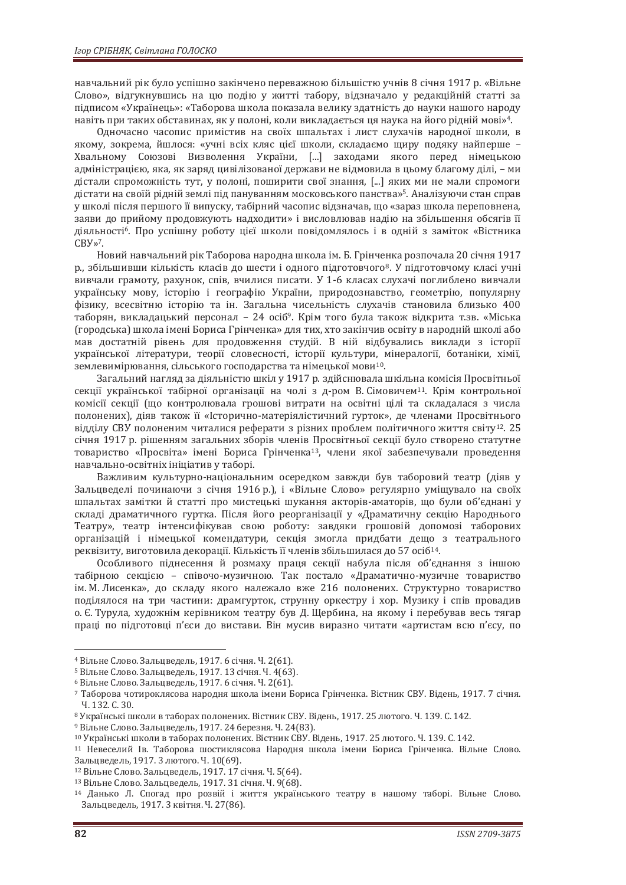навчальний рік було успішно закінчено переважною більшістю учнів 8 січня 1917 р. «Вільне Слово», відгукнувшись на цю подію у житті табору, відзначало у редакційній статті за підписом «Українець»: «Таборова школа показала велику здатність до науки нашого народу навіть при таких обставинах, як у полоні, коли викладається ця наука на його рідній мові»[4].

Одночасно часопис примістив на своїх шпальтах і лист слухачів народної школи, в якому, зокрема, йшлося: «учні всіх кляс цієї школи, складаємо щиру подяку найперше – Хвальному Союзові Визволення України, [...] заходами якого перед німецькою адміністрацією, яка, як заряд цивілізованої держави не відмовила в цьому благому ділі, – ми дістали спроможність тут, у полоні, поширити свої знання, [...] яких ми не мали спромоги дістати на своїй рідній землі під пануванням московського панства»[5]. Аналізуючи стан справ у школі після першого її випуску, табірний часопис відзначав, що «зараз школа переповнена, заяви до прийому продовжують надходити» і висловлював надію на збільшення обсягів її діяльності[6]. Про успішну роботу цієї школи повідомлялось і в одній з заміток «Вістника СВУ»[7].

Новий навчальний рік Таборова народна школа ім. Б. Грінченка розпочала 20 січня 1917 р., збільшивши кількість класів до шести і одного підготовчого[8]. У підготовчому класі учні вивчали грамоту, рахунок, спів, вчилися писати. У 1-6 класах слухачі поглиблено вивчали українську мову, історію і географію України, природознавство, геометрію, популярну фізику, всесвітню історію та ін. Загальна чисельність слухачів становила близько 400 таборян, викладацький персонал – 24 осіб[9]. Крім того була також відкрита т.зв. «Міська (городська) школа імені Бориса Грінченка» для тих, хто закінчив освіту в народній школі або мав достатній рівень для продовження студій. В ній відбувались виклади з історії української літератури, теорії словесності, історії культури, мінералогії, ботаніки, хімії, землевимірювання, сільського господарства та німецької мови[10].

Загальний нагляд за діяльністю шкіл у 1917 р. здійснювала шкільна комісія Просвітної секції української табірної організації на чолі з д-ром В. Сімовичем[11]. Крім контрольної комісії секції (що контролювала грошові витрати на освітні цілі та складалася з числа полонених), діяв також її «Історично-матеріялістичний гурток», де членами Просвітнього відділу СВУ полоненим читалися реферати з різних проблем політичного життя світу[12]. 25 січня 1917 р. рішенням загальних зборів членів Просвітньої секції було створено статутне товариство «Просвіта» імені Бориса Грінченка[13], члени якої забезпечували проведення навчально-освітніх ініціатив у таборі.

Важливим культурно-національним осередком завжди був таборовий театр (діяв у Зальцведелі починаючи з січня 1916 р.), і «Вільне Слово» регулярно уміщувало на своїх шпальтах замітки й статті про мистецькі шукання акторів-аматорів, що були об'єднані у складі драматичного гуртка. Після його реорганізації у «Драматичну секцію Народнього Театру», театр інтенсифікував свою роботу: завдяки грошовій допомозі таборових організацій і німецької комендатури, секція змогла придбати дещо з театрального реквізиту, виготовила декорації. Кількість її членів збільшилася до 57 осіб[14].

Особливого піднесення й розмаху праця секції набула після об'єднання з іншою табірною секцією – співочо-музичною. Так постало «Драматично-музичне товариство ім. М. Лисенка», до складу якого належало вже 216 полонених. Структурно товариство поділялося на три частини: драмгурток, струнну оркестру і хор. Музику і спів провадив о. Є. Турула, художнім керівником театру був Д. Щербина, на якому і перебував весь тягар праці по підготовці п'єси до вистави. Він мусив виразно читати «артистам всю п'єсу, по

---

[4] Вільне Слово. Зальцведель, 1917. 6 січня. Ч. 2(61).

[5] Вільне Слово. Зальцведель, 1917. 13 січня. Ч. 4(63).

[6] Вільне Слово. Зальцведель, 1917. 6 січня. Ч. 2(61).

[7] Таборова чотирокласова народня школа імени Бориса Грінченка. Вістник СВУ. Відень, 1917. 7 січня. Ч. 132. С. 30.

[8] Українські школи в таборах полонених. Вістник СВУ. Відень, 1917. 25 лютого. Ч. 139. С. 142.

[9] Вільне Слово. Зальцведель, 1917. 24 березня. Ч. 24(83).

[10] Українські школи в таборах полонених. Вістник СВУ. Відень, 1917. 25 лютого. Ч. 139. С. 142.

[11] Невеселий Ів. Таборова шостиклясова Народня школа імени Бориса Грінченка. Вільне Слово. Зальцведель, 1917. 3 лютого. Ч. 10(69).

[12] Вільне Слово. Зальцведель, 1917. 17 січня. Ч. 5(64).

[13] Вільне Слово. Зальцведель, 1917. 31 січня. Ч. 9(68).

[14] Данько Л. Спогад про розвій і життя українського театру в нашому таборі. Вільне Слово. Зальцведель, 1917. 3 квітня. Ч. 27(86).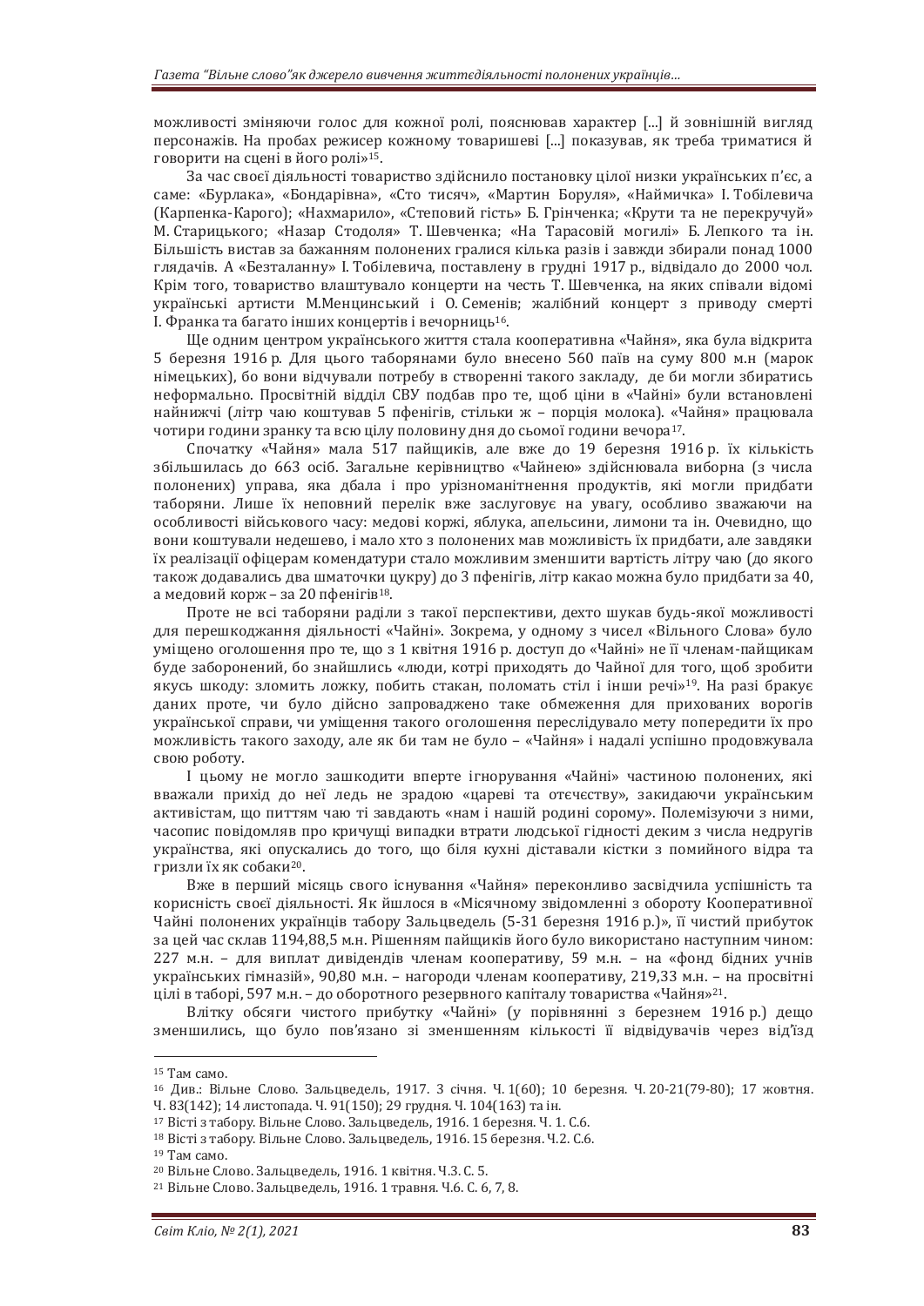можливості зміняючи голос для кожної ролі, пояснював характер [...] й зовнішній вигляд персонажів. На пробах режисер кожному товаришеві [...] показував, як треба триматися й говорити на сцені в його ролі»[15].

За час своєї діяльності товариство здійснило постановку цілої низки українських п'єс, а саме: «Бурлака», «Бондарівна», «Сто тисяч», «Мартин Боруля», «Наймичка» І. Тобілевича (Карпенка-Карого); «Нахмарило», «Степовий гість» Б. Грінченка; «Крути та не перекручуй» М. Старицького; «Назар Стодоля» Т. Шевченка; «На Тарасовій могилі» Б. Лепкого та ін. Більшість вистав за бажанням полонених гралися кілька разів і завжди збирали понад 1000 глядачів. А «Безталанну» І. Тобілевича, поставлену в грудні 1917 р., відвідало до 2000 чол. Крім того, товариство влаштувало концерти на честь Т. Шевченка, на яких співали відомі українські артисти М.Менцинський і О. Семенів; жалібний концерт з приводу смерті І. Франка та багато інших концертів і вечорниць[16].

Ще одним центром українського життя стала кооперативна «Чайня», яка була відкрита 5 березня 1916 р. Для цього таборянами було внесено 560 паїв на суму 800 м.н (марок німецьких), бо вони відчували потребу в створенні такого закладу, де би могли збиратись неформально. Просвітній відділ СВУ подбав про те, щоб ціни в «Чайні» були встановлені найнижчі (літр чаю коштував 5 пфенігів, стільки ж – порція молока). «Чайня» працювала чотири години зранку та всю цілу половину дня до сьомої години вечора[17].

Спочатку «Чайня» мала 517 пайщиків, але вже до 19 березня 1916 р. їх кількість збільшилась до 663 осіб. Загальне керівництво «Чайнею» здійснювала виборна (з числа полонених) управа, яка дбала і про урізноманітнення продуктів, які могли придбати таборяни. Лише їх неповний перелік вже заслуговує на увагу, особливо зважаючи на особливості військового часу: медові коржі, яблука, апельсини, лимони та ін. Очевидно, що вони коштували недешево, і мало хто з полонених мав можливість їх придбати, але завдяки їх реалізації офіцерам комендатури стало можливим зменшити вартість літру чаю (до якого також додавались два шматочки цукру) до 3 пфенігів, літр какао можна було придбати за 40, а медовий корж – за 20 пфенігів[18].

Проте не всі таборяни раділи з такої перспективи, дехто шукав будь-якої можливості для перешкоджання діяльності «Чайні». Зокрема, у одному з чисел «Вільного Слова» було уміщено оголошення про те, що з 1 квітня 1916 р. доступ до «Чайні» не її членам-пайщикам буде заборонений, бо знайшлись «люди, котрі приходять до Чайної для того, щоб зробити якусь шкоду: зломить ложку, побить стакан, поломать стіл і інши речі»[19]. На разі бракує даних проте, чи було дійсно запроваджено таке обмеження для прихованих ворогів української справи, чи уміщення такого оголошення переслідувало мету попередити їх про можливість такого заходу, але як би там не було – «Чайня» і надалі успішно продовжувала свою роботу.

І цьому не могло зашкодити вперте ігнорування «Чайні» частиною полонених, які вважали прихід до неї ледь не зрадою «цареві та отєчеству», закидаючи українським активістам, що питтям чаю ті завдають «нам і нашій родині сорому». Полемізуючи з ними, часопис повідомляв про кричущі випадки втрати людської гідності деким з числа недругів українства, які опускались до того, що біля кухні діставали кістки з помийного відра та гризли їх як собаки[20].

Вже в перший місяць свого існування «Чайня» переконливо засвідчила успішність та корисність своєї діяльності. Як йшлося в «Місячному звідомленні з обороту Кооперативної Чайні полонених українців табору Зальцведель (5-31 березня 1916 р.)», її чистий прибуток за цей час склав 1194,88,5 м.н. Рішенням пайщиків його було використано наступним чином: 227 м.н. – для виплат дивідендів членам кооперативу, 59 м.н. – на «фонд бідних учнів українських гімназій», 90,80 м.н. – нагороди членам кооперативу, 219,33 м.н. – на просвітні цілі в таборі, 597 м.н. – до оборотного резервного капіталу товариства «Чайня»[21].

Влітку обсяги чистого прибутку «Чайні» (у порівнянні з березнем 1916 р.) дещо зменшились, що було пов'язано зі зменшенням кількості її відвідувачів через від'їзд

---

[15] Там само.

[16] Див.: Вільне Слово. Зальцведель, 1917. 3 січня. Ч. 1(60); 10 березня. Ч. 20-21(79-80); 17 жовтня. Ч. 83(142); 14 листопада. Ч. 91(150); 29 грудня. Ч. 104(163) та ін.

[17] Вісті з табору. Вільне Слово. Зальцведель, 1916. 1 березня. Ч. 1. С.6.

[18] Вісті з табору. Вільне Слово. Зальцведель, 1916. 15 березня. Ч.2. С.6.

[19] Там само.

[20] Вільне Слово. Зальцведель, 1916. 1 квітня. Ч.3. С. 5.

[21] Вільне Слово. Зальцведель, 1916. 1 травня. Ч.6. С. 6, 7, 8.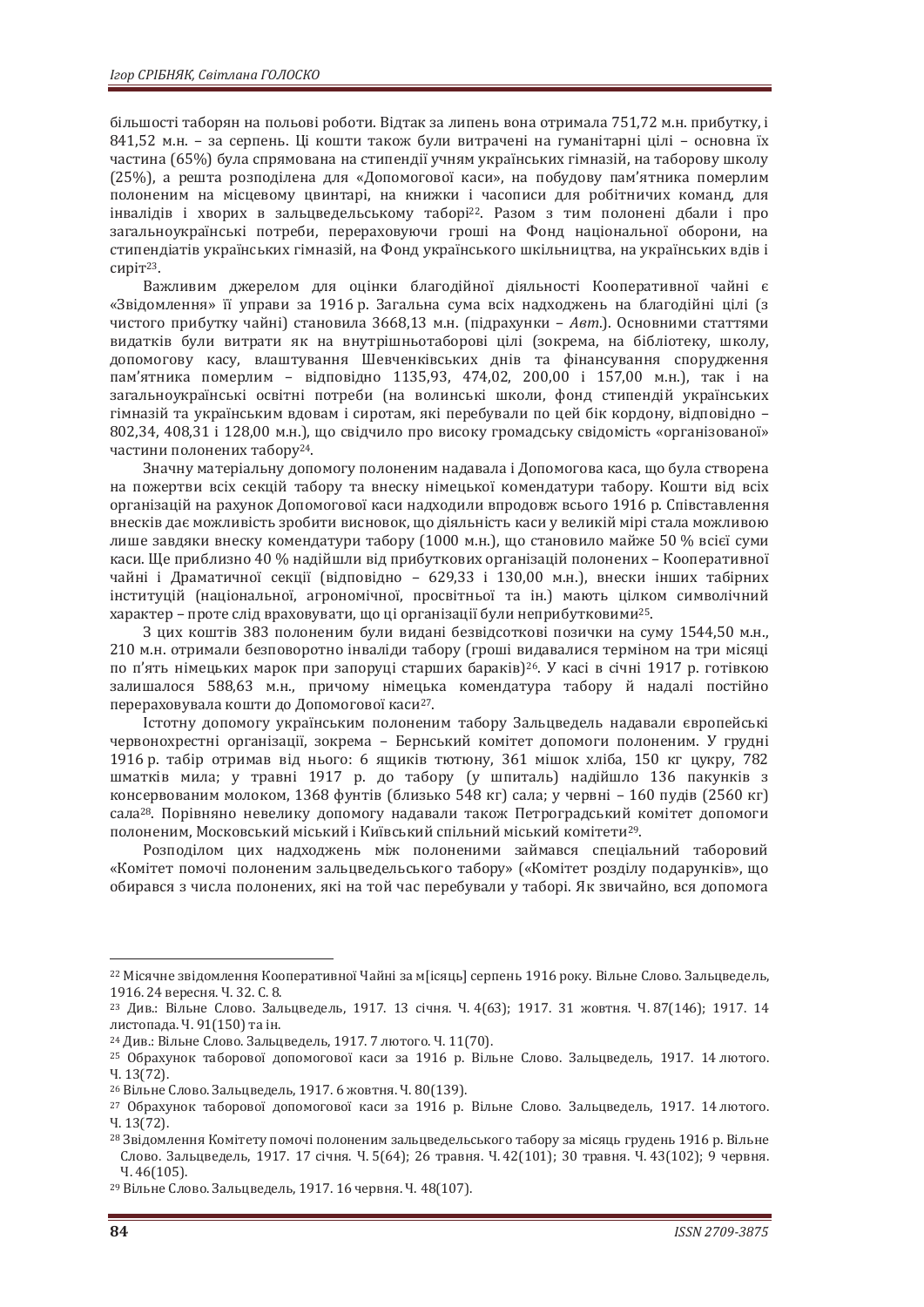більшості таборян на польові роботи. Відтак за липень вона отримала 751,72 м.н. прибутку, і 841,52 м.н. – за серпень. Ці кошти також були витрачені на гуманітарні цілі – основна їх частина (65%) була спрямована на стипендії учням українських гімназій, на таборову школу (25%), а решта розподілена для «Допомогової каси», на побудову пам'ятника померлим полоненим на місцевому цвинтарі, на книжки і часописи для робітничих команд, для інвалідів і хворих в зальцведельському таборі[22]. Разом з тим полонені дбали і про загальноукраїнські потреби, перераховуючи гроші на Фонд національної оборони, на стипендіатів українських гімназій, на Фонд українського шкільництва, на українських вдів і сиріт[23].

Важливим джерелом для оцінки благодійної діяльності Кооперативної чайні є «Звідомлення» її управи за 1916 р. Загальна сума всіх надходжень на благодійні цілі (з чистого прибутку чайні) становила 3668,13 м.н. (підрахунки – *Авт.*). Основними статтями видатків були витрати як на внутрішньотаборові цілі (зокрема, на бібліотеку, школу, допомогову касу, влаштування Шевченківських днів та фінансування спорудження пам'ятника померлим – відповідно 1135,93, 474,02, 200,00 і 157,00 м.н.), так і на загальноукраїнські освітні потреби (на волинські школи, фонд стипендій українських гімназій та українським вдовам і сиротам, які перебували по цей бік кордону, відповідно – 802,34, 408,31 і 128,00 м.н.), що свідчило про високу громадську свідомість «організованої» частини полонених табору[24].

Значну матеріальну допомогу полоненим надавала і Допомогова каса, що була створена на пожертви всіх секцій табору та внеску німецької комендатури табору. Кошти від всіх організацій на рахунок Допомогової каси надходили впродовж всього 1916 р. Співставлення внесків дає можливість зробити висновок, що діяльність каси у великій мірі стала можливою лише завдяки внеску комендатури табору (1000 м.н.), що становило майже 50 % всієї суми каси. Ще приблизно 40 % надійшли від прибуткових організацій полонених – Кооперативної чайні і Драматичної секції (відповідно – 629,33 і 130,00 м.н.), внески інших табірних інституцій (національної, агрономічної, просвітньої та ін.) мають цілком символічний характер – проте слід враховувати, що ці організації були неприбутковими[25].

З цих коштів 383 полоненим були видані безвідсоткові позички на суму 1544,50 м.н., 210 м.н. отримали безповоротно інваліди табору (гроші видавалися терміном на три місяці по п'ять німецьких марок при запоруці старших бараків)[26]. У касі в січні 1917 р. готівкою залишалося 588,63 м.н., причому німецька комендатура табору й надалі постійно перераховувала кошти до Допомогової каси[27].

Істотну допомогу українським полоненим табору Зальцведель надавали європейські червонохрестні організації, зокрема – Бернський комітет допомоги полоненим. У грудні 1916 р. табір отримав від нього: 6 ящиків тютюну, 361 мішок хліба, 150 кг цукру, 782 шматків мила; у травні 1917 р. до табору (у шпиталь) надійшло 136 пакунків з консервованим молоком, 1368 фунтів (близько 548 кг) сала; у червні – 160 пудів (2560 кг) сала[28]. Порівняно невелику допомогу надавали також Петроградський комітет допомоги полоненим, Московський міський і Київський спільний міський комітети[29].

Розподілом цих надходжень між полоненими займався спеціальний таборовий «Комітет помочі полоненим зальцведельського табору» («Комітет розділу подарунків», що обирався з числа полонених, які на той час перебували у таборі. Як звичайно, вся допомога

---

[22] Місячне звідомлення Кооперативної Чайні за м[ісяць] серпень 1916 року. Вільне Слово. Зальцведель, 1916. 24 вересня. Ч. 32. С. 8.

[23] Див.: Вільне Слово. Зальцведель, 1917. 13 січня. Ч. 4(63); 1917. 31 жовтня. Ч. 87(146); 1917. 14 листопада. Ч. 91(150) та ін.

[24] Див.: Вільне Слово. Зальцведель, 1917. 7 лютого. Ч. 11(70).

[25] Обрахунок таборової допомогової каси за 1916 р. Вільне Слово. Зальцведель, 1917. 14 лютого. Ч. 13(72).

[26] Вільне Слово. Зальцведель, 1917. 6 жовтня. Ч. 80(139).

[27] Обрахунок таборової допомогової каси за 1916 р. Вільне Слово. Зальцведель, 1917. 14 лютого. Ч. 13(72).

[28] Звідомлення Комітету помочі полоненим зальцведельського табору за місяць грудень 1916 р. Вільне Слово. Зальцведель, 1917. 17 січня. Ч. 5(64); 26 травня. Ч. 42(101); 30 травня. Ч. 43(102); 9 червня. Ч. 46(105).

[29] Вільне Слово. Зальцведель, 1917. 16 червня. Ч. 48(107).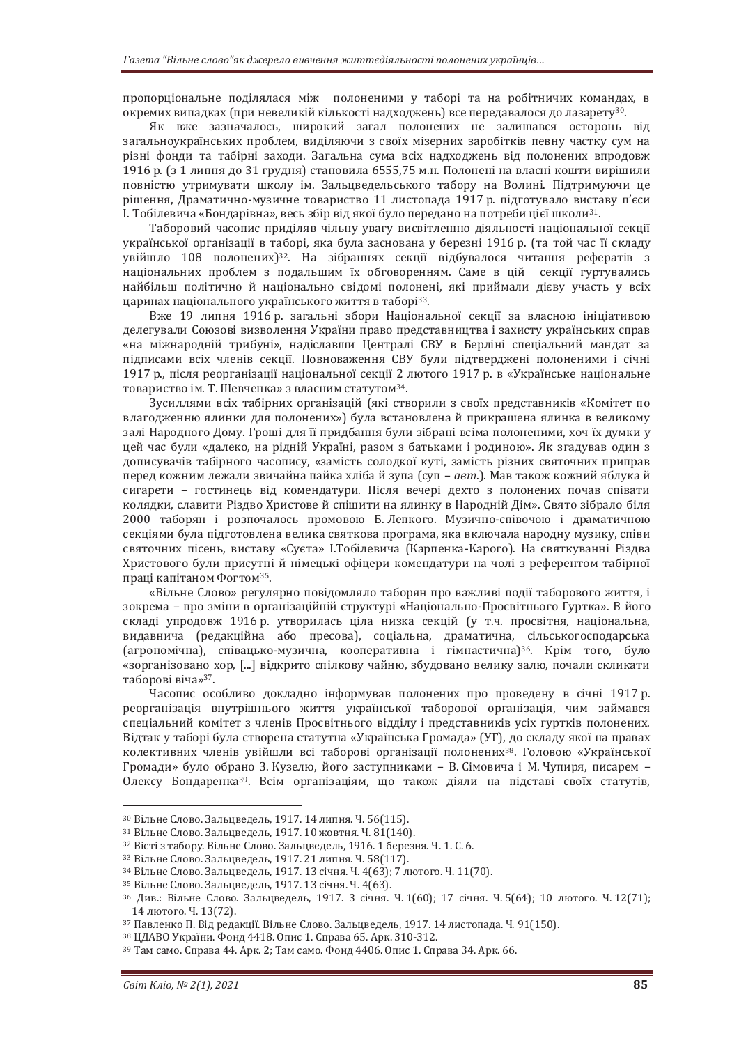пропорціональне поділялася між полоненими у таборі та на робітничих командах, в окремих випадках (при невеликій кількості надходжень) все передавалося до лазарету[30].

Як вже зазначалось, широкий загал полонених не залишався осторонь від загальноукраїнських проблем, виділяючи з своїх мізерних заробітків певну частку сум на різні фонди та табірні заходи. Загальна сума всіх надходжень від полонених впродовж 1916 р. (з 1 липня до 31 грудня) становила 6555,75 м.н. Полонені на власні кошти вирішили повністю утримувати школу ім. Зальцведельського табору на Волині. Підтримуючи це рішення, Драматично-музичне товариство 11 листопада 1917 р. підготувало виставу п'єси І. Тобілевича «Бондарівна», весь збір від якої було передано на потреби цієї школи[31].

Таборовий часопис приділяв чільну увагу висвітленню діяльності національної секції української організації в таборі, яка була заснована у березні 1916 р. (та той час її складу увійшло 108 полонених)[32]. На зібраннях секції відбувалося читання рефератів з національних проблем з подальшим їх обговоренням. Саме в цій секції гуртувались найбільш політично й національно свідомі полонені, які приймали дієву участь у всіх царинах національного українського життя в таборі[33].

Вже 19 липня 1916 р. загальні збори Національної секції за власною ініціативою делегували Союзові визволення України право представництва і захисту українських справ «на міжнародній трибуні», надіславши Централі СВУ в Берліні спеціальний мандат за підписами всіх членів секції. Повноваження СВУ були підтверджені полоненими і січні 1917 р., після реорганізації національної секції 2 лютого 1917 р. в «Українське національне товариство ім. Т. Шевченка» з власним статутом[34].

Зусиллями всіх табірних організацій (які створили з своїх представників «Комітет по влагодженню ялинки для полонених») була встановлена й прикрашена ялинка в великому залі Народного Дому. Гроші для її придбання були зібрані всіма полоненими, хоч їх думки у цей час були «далеко, на рідній Україні, разом з батьками і родиною». Як згадував один з дописувачів табірного часопису, «замість солодкої куті, замість різних святочних приправ перед кожним лежали звичайна пайка хліба й зупа (суп – *авт.*). Мав також кожний яблука й сигарети – гостинець від комендатури. Після вечері дехто з полонених почав співати колядки, славити Різдво Христове й спішити на ялинку в Народній Дім». Свято зібрало біля 2000 таборян і розпочалось промовою Б. Лепкого. Музично-співочою і драматичною секціями була підготовлена велика святкова програма, яка включала народну музику, співи святочних пісень, виставу «Суєта» І.Тобілевича (Карпенка-Карого). На святкуванні Різдва Христового були присутні й німецькі офіцери комендатури на чолі з референтом табірної праці капітаном Фогтом[35].

«Вільне Слово» регулярно повідомляло таборян про важливі події таборового життя, і зокрема – про зміни в організаційній структурі «Національно-Просвітнього Гуртка». В його складі упродовж 1916 р. утворилась ціла низка секцій (у т.ч. просвітня, національна, видавнича (редакційна або пресова), соціальна, драматична, сільськогосподарська (агрономічна), співацько-музична, кооперативна і гімнастична)[36]. Крім того, було «зорганізовано хор, [...] відкрито спілкову чайню, збудовано велику залю, почали скликати таборові віча»[37].

Часопис особливо докладно інформував полонених про проведену в січні 1917 р. реорганізація внутрішнього життя української таборової організація, чим займався спеціальний комітет з членів Просвітнього відділу і представників усіх гуртків полонених. Відтак у таборі була створена статутна «Українська Громада» (УГ), до складу якої на правах колективних членів увійшли всі таборові організації полонених[38]. Головою «Української Громади» було обрано З. Кузелю, його заступниками – В. Сімовича і М. Чупиря, писарем – Олексу Бондаренка[39]. Всім організаціям, що також діяли на підставі своїх статутів,

---

[30] Вільне Слово. Зальцведель, 1917. 14 липня. Ч. 56(115).

[31] Вільне Слово. Зальцведель, 1917. 10 жовтня. Ч. 81(140).

[32] Вісті з табору. Вільне Слово. Зальцведель, 1916. 1 березня. Ч. 1. С. 6.

[33] Вільне Слово. Зальцведель, 1917. 21 липня. Ч. 58(117).

[34] Вільне Слово. Зальцведель, 1917. 13 січня. Ч. 4(63); 7 лютого. Ч. 11(70).

[35] Вільне Слово. Зальцведель, 1917. 13 січня. Ч. 4(63).

[36] Див.: Вільне Слово. Зальцведель, 1917. 3 січня. Ч. 1(60); 17 січня. Ч. 5(64); 10 лютого. Ч. 12(71); 14 лютого. Ч. 13(72).

[37] Павленко П. Від редакції. Вільне Слово. Зальцведель, 1917. 14 листопада. Ч. 91(150).

[38] ЦДАВО України. Фонд 4418. Опис 1. Справа 65. Арк. 310-312.

[39] Там само. Справа 44. Арк. 2; Там само. Фонд 4406. Опис 1. Справа 34. Арк. 66.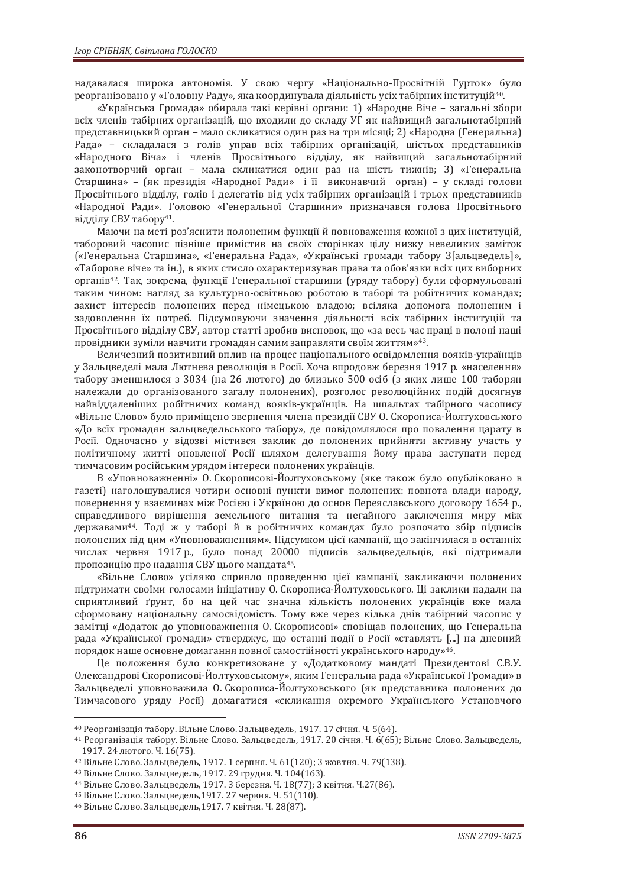надавалася широка автономія. У свою чергу «Національно-Просвітній Гурток» було реорганізовано у «Головну Раду», яка координувала діяльність усіх табірних інституцій[40].

«Українська Громада» обирала такі керівні органи: 1) «Народне Віче – загальні збори всіх членів табірних організацій, що входили до складу УГ як найвищий загальнотабірний представницький орган – мало скликатися один раз на три місяці; 2) «Народна (Генеральна) Рада» – складалася з голів управ всіх табірних організацій, шістьох представників «Народного Віча» і членів Просвітнього відділу, як найвищий загальнотабірний законотворчий орган – мала скликатися один раз на шість тижнів; 3) «Генеральна Старшина» – (як президія «Народної Ради» і її виконавчий орган) – у складі голови Просвітнього відділу, голів і делегатів від усіх табірних організацій і трьох представників «Народної Ради». Головою «Генеральної Старшини» призначався голова Просвітнього відділу СВУ табору[41].

Маючи на меті роз'яснити полоненим функції й повноваження кожної з цих інституцій, таборовий часопис пізніше примістив на своїх сторінках цілу низку невеликих заміток («Генеральна Старшина», «Генеральна Рада», «Українські громади табору З[альцведель]», «Таборове віче» та ін.), в яких стисло охарактеризував права та обов'язки всіх цих виборних органів[42]. Так, зокрема, функції Генеральної старшини (уряду табору) були сформульовані таким чином: нагляд за культурно-освітньою роботою в таборі та робітничих командах; захист інтересів полонених перед німецькою владою; всіляка допомога полоненим і задоволення їх потреб. Підсумовуючи значення діяльності всіх табірних інституцій та Просвітнього відділу СВУ, автор статті зробив висновок, що «за весь час праці в полоні наші провідники зуміли навчити громадян самим заправляти своїм життям»[43].

Величезний позитивний вплив на процес національного освідомлення вояків-українців у Зальцведелі мала Лютнева революція в Росії. Хоча впродовж березня 1917 р. «населення» табору зменшилося з 3034 (на 26 лютого) до близько 500 осіб (з яких лише 100 таборян належали до організованого загалу полонених), розголос революційних подій досягнув найвіддаленіших робітничих команд вояків-українців. На шпальтах табірного часопису «Вільне Слово» було приміщено звернення члена президії СВУ О. Скорописа-Йолтуховського «До всіх громадян зальцведельського табору», де повідомлялося про повалення царату в Росії. Одночасно у відозві містився заклик до полонених прийняти активну участь у політичному житті оновленої Росії шляхом делегування йому права заступати перед тимчасовим російським урядом інтереси полонених українців.

В «Уповноваженні» О. Скорописові-Йолтуховському (яке також було опубліковано в газеті) наголошувалися чотири основні пункти вимог полонених: повнота влади народу, повернення у взаєминах між Росією і Україною до основ Переяславського договору 1654 р., справедливого вирішення земельного питання та негайного заключення миру між державами[44]. Тоді ж у таборі й в робітничих командах було розпочато збір підписів полонених під цим «Уповноваженням». Підсумком цієї кампанії, що закінчилася в останніх числах червня 1917 р., було понад 20000 підписів зальцведельців, які підтримали пропозицію про надання СВУ цього мандата[45].

«Вільне Слово» усіляко сприяло проведенню цієї кампанії, закликаючи полонених підтримати своїми голосами ініціативу О. Скорописа-Йолтуховського. Ці заклики падали на сприятливий ґрунт, бо на цей час значна кількість полонених українців вже мала сформовану національну самосвідомість. Тому вже через кілька днів табірний часопис у замітці «Додаток до уповноваження О. Скорописові» сповіщав полонених, що Генеральна рада «Української громади» стверджує, що останні події в Росії «ставлять [...] на дневний порядок наше основне домагання повної самостійности українського народу»[46].

Це положення було конкретизоване у «Додатковому мандаті Президентові С.В.У. Олександрові Скорописові-Йолтуховському», яким Генеральна рада «Української Громади» в Зальцведелі уповноважила О. Скорописа-Йолтуховського (як представника полонених до Тимчасового уряду Росії) домагатися «скликання окремого Українського Установчого

---

[40] Реорганізація табору. Вільне Слово. Зальцведель, 1917. 17 січня. Ч. 5(64).

[41] Реорганізація табору. Вільне Слово. Зальцведель, 1917. 20 січня. Ч. 6(65); Вільне Слово. Зальцведель, 1917. 24 лютого. Ч. 16(75).

[42] Вільне Слово. Зальцведель, 1917. 1 серпня. Ч. 61(120); 3 жовтня. Ч. 79(138).

[43] Вільне Слово. Зальцведель, 1917. 29 грудня. Ч. 104(163).

[44] Вільне Слово. Зальцведель, 1917. 3 березня. Ч. 18(77); 3 квітня. Ч.27(86).

[45] Вільне Слово. Зальцведель,1917. 27 червня. Ч. 51(110).

[46] Вільне Слово. Зальцведель,1917. 7 квітня. Ч. 28(87).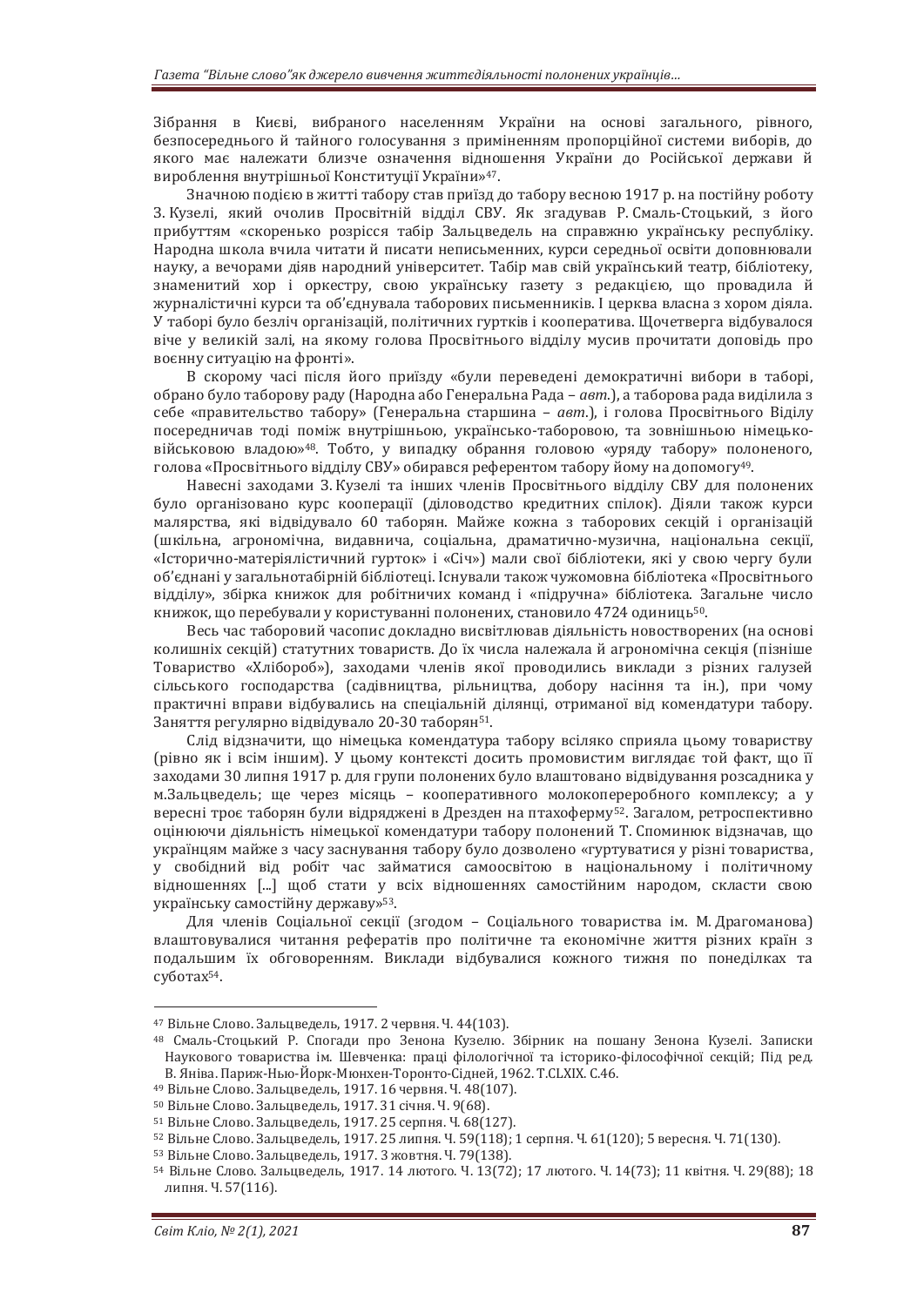Зібрання в Києві, вибраного населенням України на основі загального, рівного, безпосереднього й тайного голосування з примінениям пропорційної системи виборів, до якого має належати близче означення відношення України до Російської держави й вироблення внутрішньої Конституції України»[47].

Значною подією в житті табору став приїзд до табору весною 1917 р. на постійну роботу З. Кузелі, який очолив Просвітній відділ СВУ. Як згадував Р. Смаль-Стоцький, з його прибуттям «скоренько розрісся табір Зальцведель на справжню українську республіку. Народна школа вчила читати й писати неписьменних, курси середньої освіти доповнювали науку, а вечорами діяв народний університет. Табір мав свій український театр, бібліотеку, знаменитий хор і оркестру, свою українську газету з редакцією, що провадила й журналістичні курси та об'єднувала таборових письменників. І церква власна з хором діяла. У таборі було безліч організацій, політичних гуртків і кооператива. Щочетверга відбувалося віче у великій залі, на якому голова Просвітнього відділу мусив прочитати доповідь про воєнну ситуацію на фронті».

В скорому часі після його приїзду «були переведені демократичні вибори в таборі, обрано було таборову раду (Народна або Генеральна Рада – *авт.*), а таборова рада виділила з себе «правительство табору» (Генеральна старшина – *авт.*), і голова Просвітнього Віділу посередничав тоді поміж внутрішньою, українсько-таборовою, та зовнішньою німецько-військовою владою»[48]. Тобто, у випадку обрання головою «уряду табору» полоненого, голова «Просвітнього відділу СВУ» обирався референтом табору йому на допомогу[49].

Навесні заходами З. Кузелі та інших членів Просвітнього відділу СВУ для полонених було організовано курс кооперації (діловодство кредитних спілок). Діяли також курси малярства, які відвідувало 60 таборян. Майже кожна з таборових секцій і організацій (шкільна, агрономічна, видавнича, соціальна, драматично-музична, національна секції, «Історично-матеріялістичний гурток» і «Січ») мали свої бібліотеки, які у свою чергу були об'єднані у загальнотабірній бібліотеці. Існували також чужомовна бібліотека «Просвітнього відділу», збірка книжок для робітничих команд і «підручна» бібліотека. Загальне число книжок, що перебували у користуванні полонених, становило 4724 одиниць[50].

Весь час таборовий часопис докладно висвітлював діяльність новостворених (на основі колишніх секцій) статутних товариств. До їх числа належала й агрономічна секція (пізніше Товариство «Хлібороб»), заходами членів якої проводились виклади з різних галузей сільського господарства (садівництва, рільництва, добору насіння та ін.), при чому практичні вправи відбувались на спеціальній ділянці, отриманої від комендатури табору. Заняття регулярно відвідувало 20-30 таборян[51].

Слід відзначити, що німецька комендатура табору всіляко сприяла цьому товариству (рівно як і всім іншим). У цьому контексті досить промовистим виглядає той факт, що її заходами 30 липня 1917 р. для групи полонених було влаштовано відвідування розсадника у м.Зальцведель; ще через місяць – кооперативного молокопереробного комплексу; а у вересні троє таборян були відряджені в Дрезден на птахоферму[52]. Загалом, ретроспективно оцінюючи діяльність німецької комендатури табору полонений Т. Споминюк відзначав, що українцям майже з часу заснування табору було дозволено «гуртуватися у різні товариства, у свобідний від робіт час займатися самоосвітою в національному і політичному відношеннях [...] щоб стати у всіх відношеннях самостійним народом, скласти свою українську самостійну державу»[53].

Для членів Соціальної секції (згодом – Соціального товариства ім. М. Драгоманова) влаштовувалися читання рефератів про політичне та економічне життя різних країн з подальшим їх обговоренням. Виклади відбувалися кожного тижня по понеділках та суботах[54].

---

[47] Вільне Слово. Зальцведель, 1917. 2 червня. Ч. 44(103).

[48] Смаль-Стоцький Р. Спогади про Зенона Кузелю. Збірник на пошану Зенона Кузелі. Записки Наукового товариства ім. Шевченка: праці філологічної та історико-філософічної секцій; Під ред. В. Янiва. Париж-Нью-Йорк-Мюнхен-Торонто-Сідней, 1962. Т.CLXIX. С.46.

[49] Вільне Слово. Зальцведель, 1917. 16 червня. Ч. 48(107).

[50] Вільне Слово. Зальцведель, 1917. 31 січня. Ч. 9(68).

[51] Вільне Слово. Зальцведель, 1917. 25 серпня. Ч. 68(127).

[52] Вільне Слово. Зальцведель, 1917. 25 липня. Ч. 59(118); 1 серпня. Ч. 61(120); 5 вересня. Ч. 71(130).

[53] Вільне Слово. Зальцведель, 1917. 3 жовтня. Ч. 79(138).

[54] Вільне Слово. Зальцведель, 1917. 14 лютого. Ч. 13(72); 17 лютого. Ч. 14(73); 11 квітня. Ч. 29(88); 18 липня. Ч. 57(116).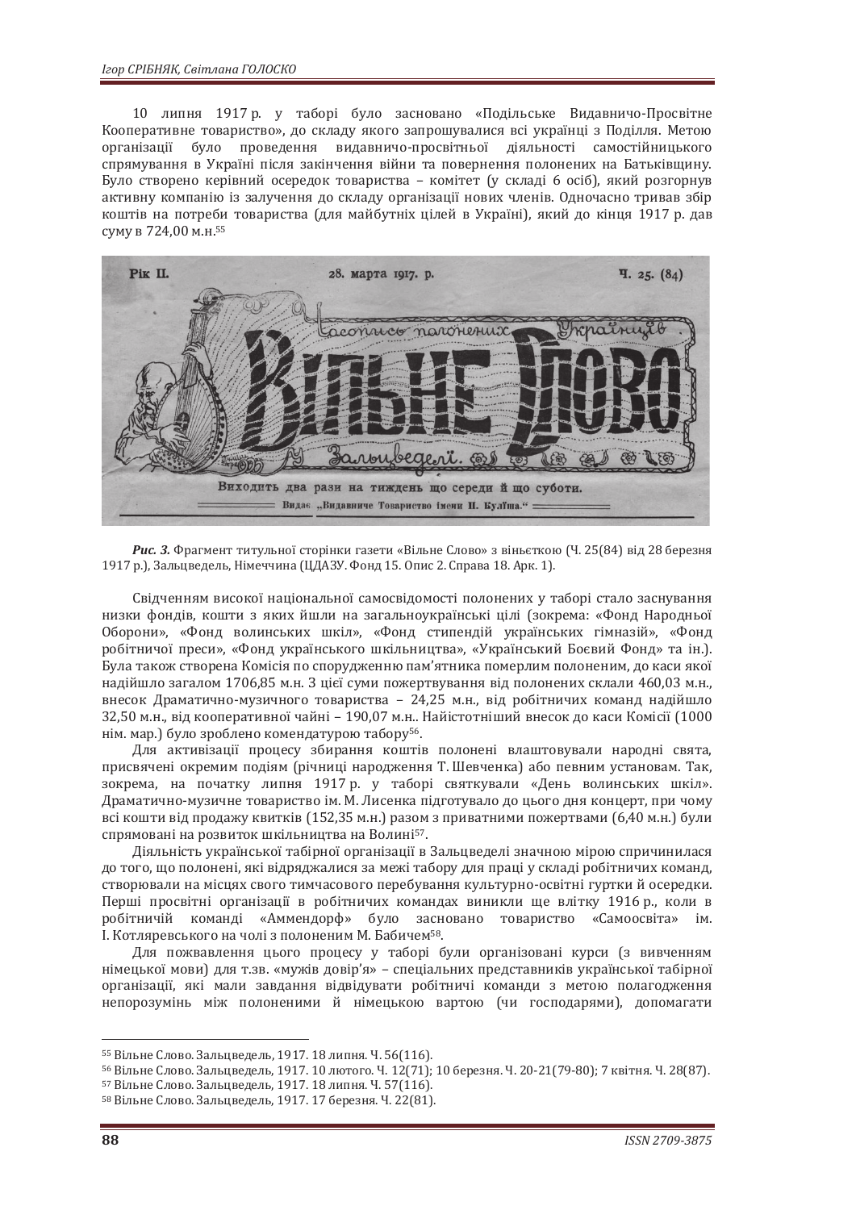10 липня 1917 р. у таборі було засновано «Подільське Видавничо-Просвітне Кооперативне товариство», до складу якого запрошувалися всі українці з Поділля. Метою організації було проведення видавничо-просвітньої діяльності самостійницького спрямування в Україні після закінчення війни та повернення полонених на Батьківщину. Було створено керівний осередок товариства – комітет (у складі 6 осіб), який розгорнув активну компанію із залучення до складу організації нових членів. Одночасно тривав збір коштів на потреби товариства (для майбутніх цілей в Україні), який до кінця 1917 р. дав суму в 724,00 м.н.[55]

***Рис. 3.*** Фрагмент титульної сторінки газети «Вільне Слово» з віньєткою (Ч. 25(84) від 28 березня 1917 р.), Зальцведель, Німеччина (ЦДАЗУ. Фонд 15. Опис 2. Справа 18. Арк. 1).

Свідченням високої національної самосвідомості полонених у таборі стало заснування низки фондів, кошти з яких йшли на загальноукраїнські цілі (зокрема: «Фонд Народньої Оборони», «Фонд волинських шкіл», «Фонд стипендій українських гімназій», «Фонд робітничої преси», «Фонд українського шкільництва», «Український Боєвий Фонд» та ін.). Була також створена Комісія по спорудженню пам'ятника померлим полоненим, до каси якої надійшло загалом 1706,85 м.н. З цієї суми пожертвування від полонених склали 460,03 м.н., внесок Драматично-музичного товариства – 24,25 м.н., від робітничих команд надійшло 32,50 м.н., від кооперативної чайні – 190,07 м.н.. Найістотніший внесок до каси Комісії (1000 нім. мар.) було зроблено комендатурою табору[56].

Для активізації процесу збирання коштів полонені влаштовували народні свята, присвячені окремим подіям (річниці народження Т. Шевченка) або певним установам. Так, зокрема, на початку липня 1917 р. у таборі святкували «День волинських шкіл». Драматично-музичне товариство ім. М. Лисенка підготувало до цього дня концерт, при чому всі кошти від продажу квитків (152,35 м.н.) разом з приватними пожертвами (6,40 м.н.) були спрямовані на розвиток шкільництва на Волині[57].

Діяльність української табірної організації в Зальцведелі значною мірою спричинилася до того, що полонені, які відряджалися за межі табору для праці у складі робітничих команд, створювали на місцях свого тимчасового перебування культурно-освітні гуртки й осередки. Перші просвітні організації в робітничих командах виникли ще влітку 1916 р., коли в робітничій команді «Аммендорф» було засновано товариство «Самоосвіта» ім. І. Котляревського на чолі з полоненим М. Бабичем[58].

Для пожвавлення цього процесу у таборі були організовані курси (з вивченням німецької мови) для т.зв. «мужів довір'я» – спеціальних представників української табірної організації, які мали завдання відвідувати робітничі команди з метою полагодження непорозумінь між полоненими й німецькою вартою (чи господарями), допомагати

---

[55] Вільне Слово. Зальцведель, 1917. 18 липня. Ч. 56(116).

[56] Вільне Слово. Зальцведель, 1917. 10 лютого. Ч. 12(71); 10 березня. Ч. 20-21(79-80); 7 квітня. Ч. 28(87).

[57] Вільне Слово. Зальцведель, 1917. 18 липня. Ч. 57(116).

[58] Вільне Слово. Зальцведель, 1917. 17 березня. Ч. 22(81).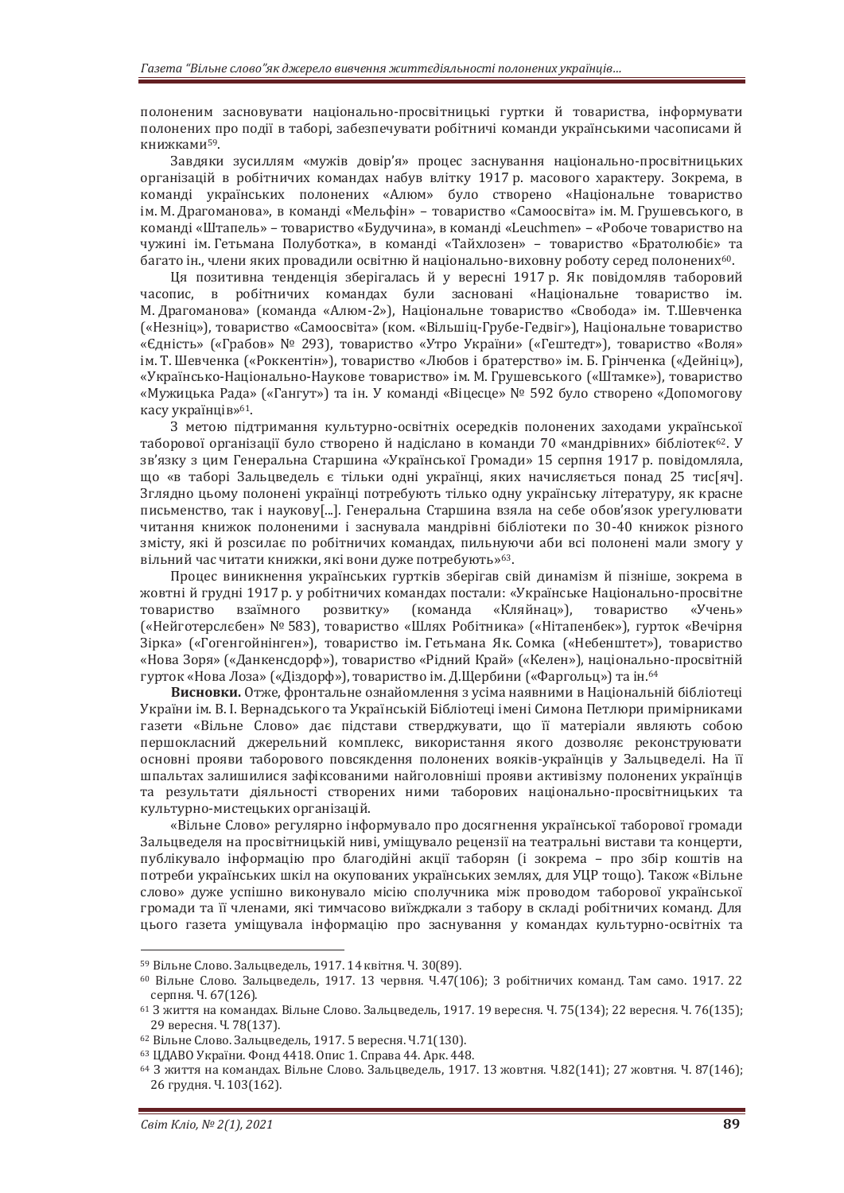полоненим засновувати національно-просвітницькі гуртки й товариства, інформувати полонених про події в таборі, забезпечувати робітничі команди українськими часописами й книжками[59].

Завдяки зусиллям «мужів довір'я» процес заснування національно-просвітницьких організацій в робітничих командах набув влітку 1917 р. масового характеру. Зокрема, в команді українських полонених «Алюм» було створено «Національне товариство ім. М. Драгоманова», в команді «Мельфін» – товариство «Самоосвіта» ім. М. Грушевського, в команді «Штапель» – товариство «Будучина», в команді «Leuchmen» – «Робоче товариство на чужині ім. Гетьмана Полуботка», в команді «Тайхлозен» – товариство «Братолюбіє» та багато ін., члени яких провадили освітню й національно-виховну роботу серед полонених[60].

Ця позитивна тенденція зберігалась й у вересні 1917 р. Як повідомляв таборовий часопис, в робітничих командах були засновані «Національне товариство ім. М. Драгоманова» (команда «Алюм-2»), Національне товариство «Свобода» ім. Т.Шевченка («Незніц»), товариство «Самоосвіта» (ком. «Вільшіц-Грубе-Гедвіг»), Національне товариство «Єдність» («Грабов» № 293), товариство «Утро України» («Гештедт»), товариство «Воля» ім. Т. Шевченка («Роккентін»), товариство «Любов і братерство» ім. Б. Грінченка («Дейніц»), «Українсько-Національно-Наукове товариство» ім. М. Грушевського («Штамке»), товариство «Мужицька Рада» («Гангут») та ін. У команді «Віцесце» № 592 було створено «Допомогову касу українців»[61].

З метою підтримання культурно-освітніх осередків полонених заходами української таборової організації було створено й надіслано в команди 70 «мандрівних» бібліотек[62]. У зв'язку з цим Генеральна Старшина «Української Громади» 15 серпня 1917 р. повідомляла, що «в таборі Зальцведель є тільки одні українці, яких начисляється понад 25 тис[яч]. Зглядно цьому полонені українці потребують тільки одну українську літературу, як красне письменство, так і наукову[...]. Генеральна Старшина взяла на себе обов'язок урегулювати читання книжок полоненими і заснувала мандрівні бібліотеки по 30-40 книжок різного змісту, які й розсилає по робітничих командах, пильнуючи аби всі полонені мали змогу у вільний час читати книжки, які вони дуже потребують»[63].

Процес виникнення українських гуртків зберігав свій динамізм й пізніше, зокрема в жовтні й грудні 1917 р. у робітничих командах постали: «Українське Національно-просвітне товариство взаїмного розвитку» (команда «Кляйнац»), товариство «Учень» («Нейготерслєбен» № 583), товариство «Шлях Робітника» («Нітапенбек»), гурток «Вечірня Зірка» («Гогенгойнінген»), товариство ім. Гетьмана Як. Сомка («Небенштет»), товариство «Нова Зоря» («Данкенсдорф»), товариство «Рідний Край» («Келен»), національно-просвітній гурток «Нова Лоза» («Діздорф»), товариство ім. Д.Щербини («Фаргольц») та ін.[64]

**Висновки.** Отже, фронтальне ознайомлення з усіма наявними в Національній бібліотеці України ім. В. І. Вернадського та Українській Бібліотеці імені Симона Петлюри примірниками газети «Вільне Слово» дає підстави стверджувати, що її матеріали являють собою першокласний джерельний комплекс, використання якого дозволяє реконструювати основні прояви таборового повсякдення полонених вояків-українців у Зальцведелі. На її шпальтах залишилися зафіксованими найголовніші прояви активізму полонених українців та результати діяльності створених ними таборових національно-просвітницьких та культурно-мистецьких організацій.

«Вільне Слово» регулярно інформувало про досягнення української таборової громади Зальцведеля на просвітницькій ниві, уміщувало рецензії на театральні вистави та концерти, публікувало інформацію про благодійні акції таборян (і зокрема – про збір коштів на потреби українських шкіл на окупованих українських землях, для УЦР тощо). Також «Вільне слово» дуже успішно виконувало місію сполучника між проводом таборової української громади та її членами, які тимчасово виїжджали з табору в складі робітничих команд. Для цього газета уміщувала інформацію про заснування у командах культурно-освітніх та

---

[59] Вільне Слово. Зальцведель, 1917. 14 квітня. Ч. 30(89).

[60] Вільне Слово. Зальцведель, 1917. 13 червня. Ч.47(106); З робітничих команд. Там само. 1917. 22 серпня. Ч. 67(126).

[61] З життя на командах. Вільне Слово. Зальцведель, 1917. 19 вересня. Ч. 75(134); 22 вересня. Ч. 76(135); 29 вересня. Ч. 78(137).

[62] Вільне Слово. Зальцведель, 1917. 5 вересня. Ч.71(130).

[63] ЦДАВО України. Фонд 4418. Опис 1. Справа 44. Арк. 448.

[64] З життя на командах. Вільне Слово. Зальцведель, 1917. 13 жовтня. Ч.82(141); 27 жовтня. Ч. 87(146); 26 грудня. Ч. 103(162).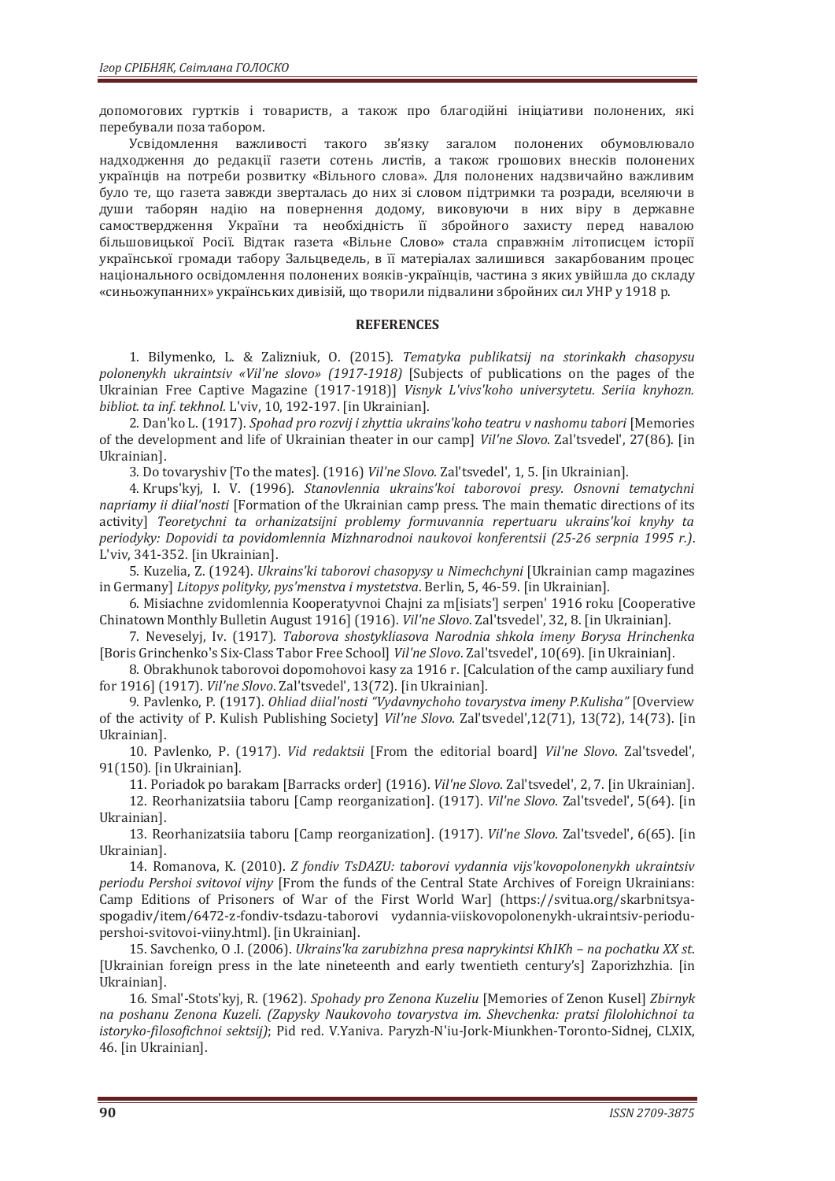допоміжних гуртків і товариств, а також про благодійні ініціативи полонених, які перебували поза табором.

Усвідомлення важливості такого зв'язку загалом полонених обумовлювало надходження до редакції газети сотень листів, а також грошових внесків полонених українців на потреби розвитку «Вільного слова». Для полонених надзвичайно важливим було те, що газета завжди зверталась до них зі словом підтримки та розради, вселяючи в души таборян надію на повернення додому, виковуючи в них віру в державне самоствердження України та необхідність її збройного захисту перед навалою більшовицької Росії. Відтак газета «Вільне Слово» стала справжнім літописцем історії української громади табору Зальцведель, в її матеріалах залишився закарбованим процес національного освідомлення полонених вояків-українців, частина з яких увійшла до складу «синьожупанних» українських дивізій, що творили підвалини збройних сил УНР у 1918 р.

### REFERENCES

1. Bilymenko, L. & Zalizniuk, O. (2015). *Tematyka publikatsij na storinkakh chasopysu polonenykh ukraintsiv «Vil'ne slovo» (1917-1918)* [Subjects of publications on the pages of the Ukrainian Free Captive Magazine (1917-1918)] *Visnyk L'vivs'koho universytetu. Seriia knyhozn. bibliot. ta inf. tekhnol*. L'viv, 10, 192-197. [in Ukrainian].

2. Dan'ko L. (1917). *Spohad pro rozvij i zhyttia ukrains'koho teatru v nashomu tabori* [Memories of the development and life of Ukrainian theater in our camp] *Vil'ne Slovo*. Zal'tsvedel', 27(86). [in Ukrainian].

3. Do tovaryshiv [To the mates]. (1916) *Vil'ne Slovo*. Zal'tsvedel', 1, 5. [in Ukrainian].

4. Krups'kyj, I. V. (1996). *Stanovlennia ukrains'koi taborovoi presy. Osnovni tematychni napriamy ii diial'nosti* [Formation of the Ukrainian camp press. The main thematic directions of its activity] *Teoretychni ta orhanizatsijni problemy formuvannia repertuaru ukrains'koi knyhy ta periodyky: Dopovidi ta povidomlennia Mizhnarodnoi naukovoi konferentsii (25-26 serpnia 1995 r.)*. L'viv, 341-352. [in Ukrainian].

5. Kuzelia, Z. (1924). *Ukrains'ki taborovi chasopysy u Nimechchyni* [Ukrainian camp magazines in Germany] *Litopys polityky, pys'menstva i mystetstva*. Berlin, 5, 46-59. [in Ukrainian].

6. Misiachne zvidomlennia Kooperatyvnoi Chajni za m[isiats'] serpen' 1916 roku [Cooperative Chinatown Monthly Bulletin August 1916] (1916). *Vil'ne Slovo*. Zal'tsvedel', 32, 8. [in Ukrainian].

7. Neveselyj, Iv. (1917). *Taborova shostykliasova Narodnia shkola imeny Borysa Hrinchenka* [Boris Grinchenko's Six-Class Tabor Free School] *Vil'ne Slovo*. Zal'tsvedel', 10(69). [in Ukrainian].

8. Obrakhunok taborovoi dopomohovoi kasy za 1916 r. [Calculation of the camp auxiliary fund for 1916] (1917). *Vil'ne Slovo*. Zal'tsvedel', 13(72). [in Ukrainian].

9. Pavlenko, P. (1917). *Ohliad diial'nosti "Vydavnychoho tovarystva imeny P.Kulisha"* [Overview of the activity of P. Kulish Publishing Society] *Vil'ne Slovo*. Zal'tsvedel',12(71), 13(72), 14(73). [in Ukrainian].

10. Pavlenko, P. (1917). *Vid redaktsii* [From the editorial board] *Vil'ne Slovo*. Zal'tsvedel', 91(150). [in Ukrainian].

11. Poriadok po barakam [Barracks order] (1916). *Vil'ne Slovo*. Zal'tsvedel', 2, 7. [in Ukrainian].

12. Reorhanizatsiia taboru [Camp reorganization]. (1917). *Vil'ne Slovo*. Zal'tsvedel', 5(64). [in Ukrainian].

13. Reorhanizatsiia taboru [Camp reorganization]. (1917). *Vil'ne Slovo*. Zal'tsvedel', 6(65). [in Ukrainian].

14. Romanova, K. (2010). *Z fondiv TsDAZU: taborovi vydannia vijs'kovopolonenykh ukraintsiv periodu Pershoi svitovoi vijny* [From the funds of the Central State Archives of Foreign Ukrainians: Camp Editions of Prisoners of War of the First World War] (https://svitua.org/skarbnitsya-spogadiv/item/6472-z-fondiv-tsdazu-taborovi vydannia-viiskovopolonenykh-ukraintsiv-periodu-pershoi-svitovoi-viiny.html). [in Ukrainian].

15. Savchenko, O .I. (2006). *Ukrains'ka zarubizhna presa naprykintsi KhIKh – na pochatku XX st*. [Ukrainian foreign press in the late nineteenth and early twentieth century's] Zaporizhzhia. [in Ukrainian].

16. Smal'-Stots'kyj, R. (1962). *Spohady pro Zenona Kuzeliu* [Memories of Zenon Kusel] *Zbirnyk na poshanu Zenona Kuzeli. (Zapysky Naukovoho tovarystva im. Shevchenka: pratsi filolohichnoi ta istoryko-filosofichnoi sektsij)*; Pid red. V.Yaniva. Paryzh-N'iu-Jork-Miunkhen-Toronto-Sidnej, CLXIX, 46. [in Ukrainian].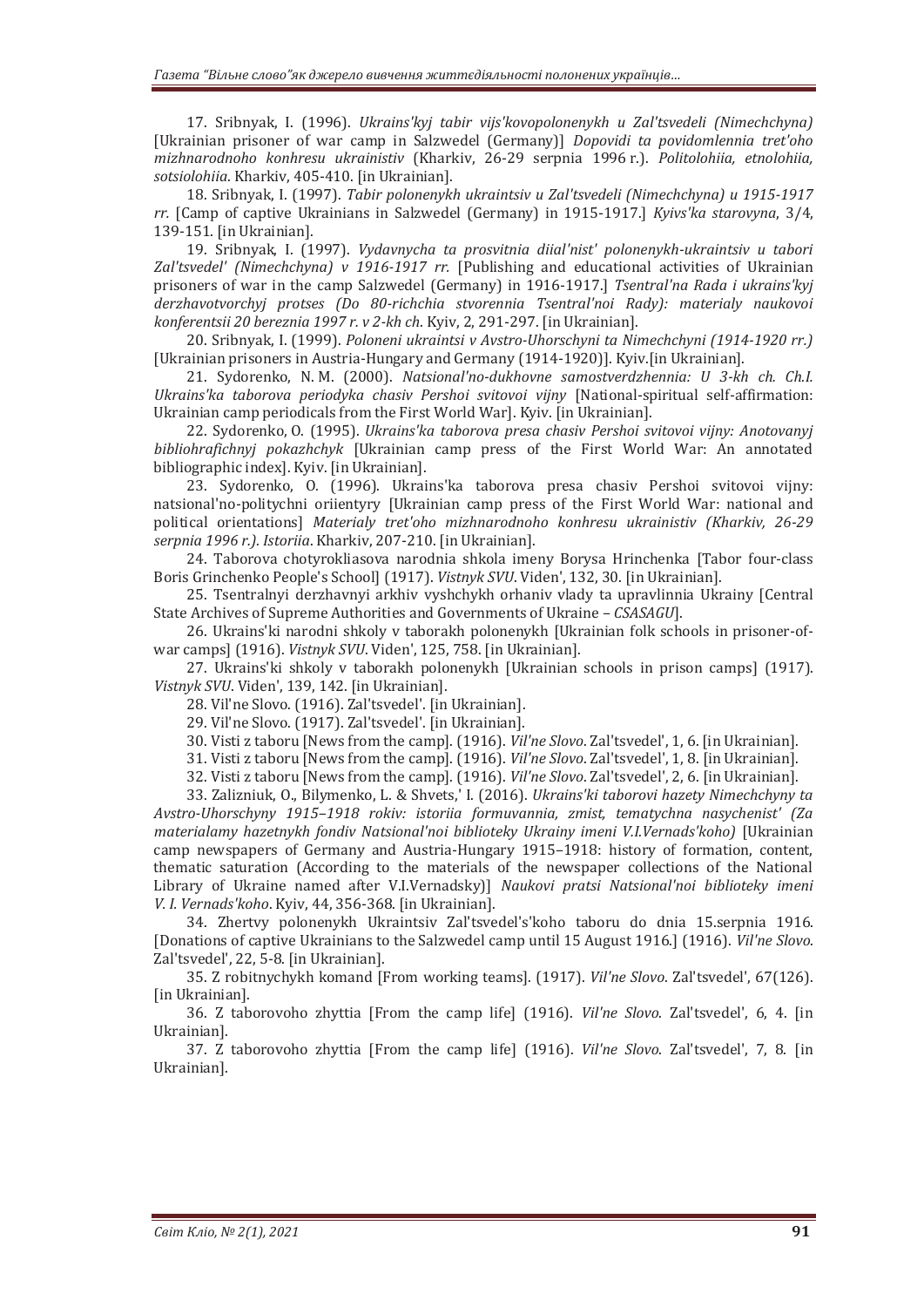17. Sribnyak, I. (1996). *Ukrains'kyj tabir vijs'kovopolonenykh u Zal'tsvedeli (Nimechchyna)* [Ukrainian prisoner of war camp in Salzwedel (Germany)] *Dopovidi ta povidomlennia tret'oho mizhnarodnoho konhresu ukrainistiv* (Kharkiv, 26-29 serpnia 1996 r.). *Politolohiia, etnolohiia, sotsiolohiia*. Kharkiv, 405-410. [in Ukrainian].

18. Sribnyak, I. (1997). *Tabir polonenykh ukraintsiv u Zal'tsvedeli (Nimechchyna) u 1915-1917 rr.* [Camp of captive Ukrainians in Salzwedel (Germany) in 1915-1917.] *Kyivs'ka starovyna*, 3/4, 139-151. [in Ukrainian].

19. Sribnyak, I. (1997). *Vydavnycha ta prosvitnia diial'nist' polonenykh-ukraintsiv u tabori Zal'tsvedel' (Nimechchyna) v 1916-1917 rr.* [Publishing and educational activities of Ukrainian prisoners of war in the camp Salzwedel (Germany) in 1916-1917.] *Tsentral'na Rada i ukrains'kyj derzhavotvorchyj protses (Do 80-richchia stvorennia Tsentral'noi Rady): materialy naukovoi konferentsii 20 bereznia 1997 r. v 2-kh ch*. Kyiv, 2, 291-297. [in Ukrainian].

20. Sribnyak, I. (1999). *Poloneni ukraintsi v Avstro-Uhorschyni ta Nimechchyni (1914-1920 rr.)* [Ukrainian prisoners in Austria-Hungary and Germany (1914-1920)]. Kyiv.[in Ukrainian].

21. Sydorenko, N. M. (2000). *Natsional'no-dukhovne samostverdzhennia: U 3-kh ch. Ch.I. Ukrains'ka taborova periodyka chasiv Pershoi svitovoi vijny* [National-spiritual self-affirmation: Ukrainian camp periodicals from the First World War]. Kyiv. [in Ukrainian].

22. Sydorenko, O. (1995). *Ukrains'ka taborova presa chasiv Pershoi svitovoi vijny: Anotovanyj bibliohrafichnyj pokazhchyk* [Ukrainian camp press of the First World War: An annotated bibliographic index]. Kyiv. [in Ukrainian].

23. Sydorenko, O. (1996). Ukrains'ka taborova presa chasiv Pershoi svitovoi vijny: natsional'no-politychni oriientyry [Ukrainian camp press of the First World War: national and political orientations] *Materialy tret'oho mizhnarodnoho konhresu ukrainistiv (Kharkiv, 26-29 serpnia 1996 r.). Istoriia*. Kharkiv, 207-210. [in Ukrainian].

24. Taborova chotyrokliasova narodnia shkola imeny Borysa Hrinchenka [Tabor four-class Boris Grinchenko People's School] (1917). *Vistnyk SVU*. Viden', 132, 30. [in Ukrainian].

25. Tsentralnyi derzhavnyi arkhiv vyshchykh orhaniv vlady ta upravlinnia Ukrainy [Central State Archives of Supreme Authorities and Governments of Ukraine – *CSASAGU*].

26. Ukrains'ki narodni shkoly v taborakh polonenykh [Ukrainian folk schools in prisoner-of-war camps] (1916). *Vistnyk SVU*. Viden', 125, 758. [in Ukrainian].

27. Ukrains'ki shkoly v taborakh polonenykh [Ukrainian schools in prison camps] (1917). *Vistnyk SVU*. Viden', 139, 142. [in Ukrainian].

28. Vil'ne Slovo. (1916). Zal'tsvedel'. [in Ukrainian].

29. Vil'ne Slovo. (1917). Zal'tsvedel'. [in Ukrainian].

30. Visti z taboru [News from the camp]. (1916). *Vil'ne Slovo*. Zal'tsvedel', 1, 6. [in Ukrainian].

31. Visti z taboru [News from the camp]. (1916). *Vil'ne Slovo*. Zal'tsvedel', 1, 8. [in Ukrainian].

32. Visti z taboru [News from the camp]. (1916). *Vil'ne Slovo*. Zal'tsvedel', 2, 6. [in Ukrainian].

33. Zalizniuk, O., Bilymenko, L. & Shvets,' I. (2016). *Ukrains'ki taborovi hazety Nimechchyny ta Avstro-Uhorschyny 1915–1918 rokiv: istoriia formuvannia, zmist, tematychna nasychenist' (Za materialamy hazetnykh fondiv Natsional'noi biblioteky Ukrainy imeni V.I.Vernads'koho)* [Ukrainian camp newspapers of Germany and Austria-Hungary 1915–1918: history of formation, content, thematic saturation (According to the materials of the newspaper collections of the National Library of Ukraine named after V.I.Vernadsky)] *Naukovi pratsi Natsional'noi biblioteky imeni V. I. Vernads'koho*. Kyiv, 44, 356-368. [in Ukrainian].

34. Zhertvy polonenykh Ukraintsiv Zal'tsvedel's'koho taboru do dnia 15.serpnia 1916. [Donations of captive Ukrainians to the Salzwedel camp until 15 August 1916.] (1916). *Vil'ne Slovo*. Zal'tsvedel', 22, 5-8. [in Ukrainian].

35. Z robitnychykh komand [From working teams]. (1917). *Vil'ne Slovo*. Zal'tsvedel', 67(126). [in Ukrainian].

36. Z taborovoho zhyttia [From the camp life] (1916). *Vil'ne Slovo*. Zal'tsvedel', 6, 4. [in Ukrainian].

37. Z taborovoho zhyttia [From the camp life] (1916). *Vil'ne Slovo*. Zal'tsvedel', 7, 8. [in Ukrainian].